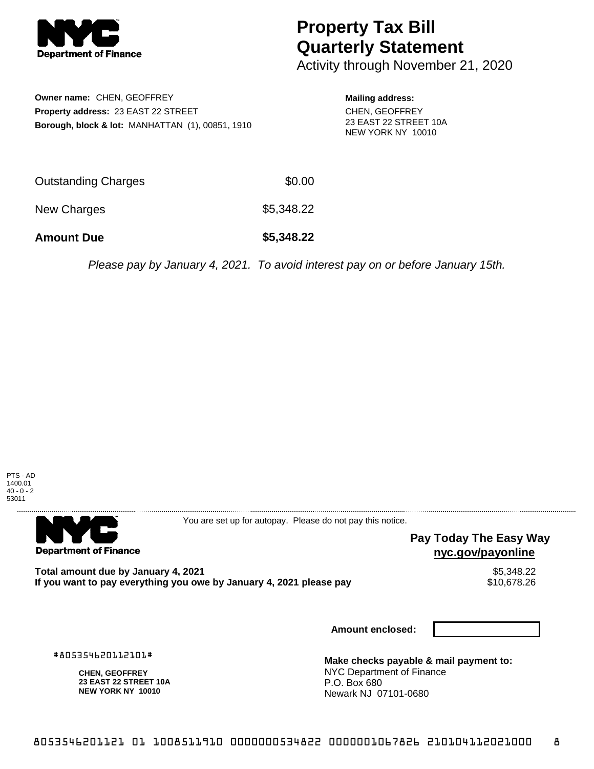Department of Finance

# Property Tax Bill Quarterly Statement

Activity through November 21, 2020

**Owner name:** CHEN, GEOFFREY
**Property address:** 23 EAST 22 STREET
**Borough, block & lot:** MANHATTAN (1), 00851, 1910

**Mailing address:**
CHEN, GEOFFREY
23 EAST 22 STREET 10A
NEW YORK NY 10010

| | |
|---|---|
| Outstanding Charges | $0.00 |
| New Charges | $5,348.22 |
| **Amount Due** | **$5,348.22** |

*Please pay by January 4, 2021. To avoid interest pay on or before January 15th.*

PTS - AD
1400.01
40 - 0 - 2
53011

---

Department of Finance

You are set up for autopay. Please do not pay this notice.

**Pay Today The Easy Way**
**nyc.gov/payonline**

**Total amount due by January 4, 2021** $5,348.22
**If you want to pay everything you owe by January 4, 2021 please pay** $10,678.26

**Amount enclosed:**

#805354620112101#

**CHEN, GEOFFREY**
**23 EAST 22 STREET 10A**
**NEW YORK NY 10010**

**Make checks payable & mail payment to:**
NYC Department of Finance
P.O. Box 680
Newark NJ 07101-0680

8053546201121 01 1008511910 0000000534822 0000001067826 210104112021000 8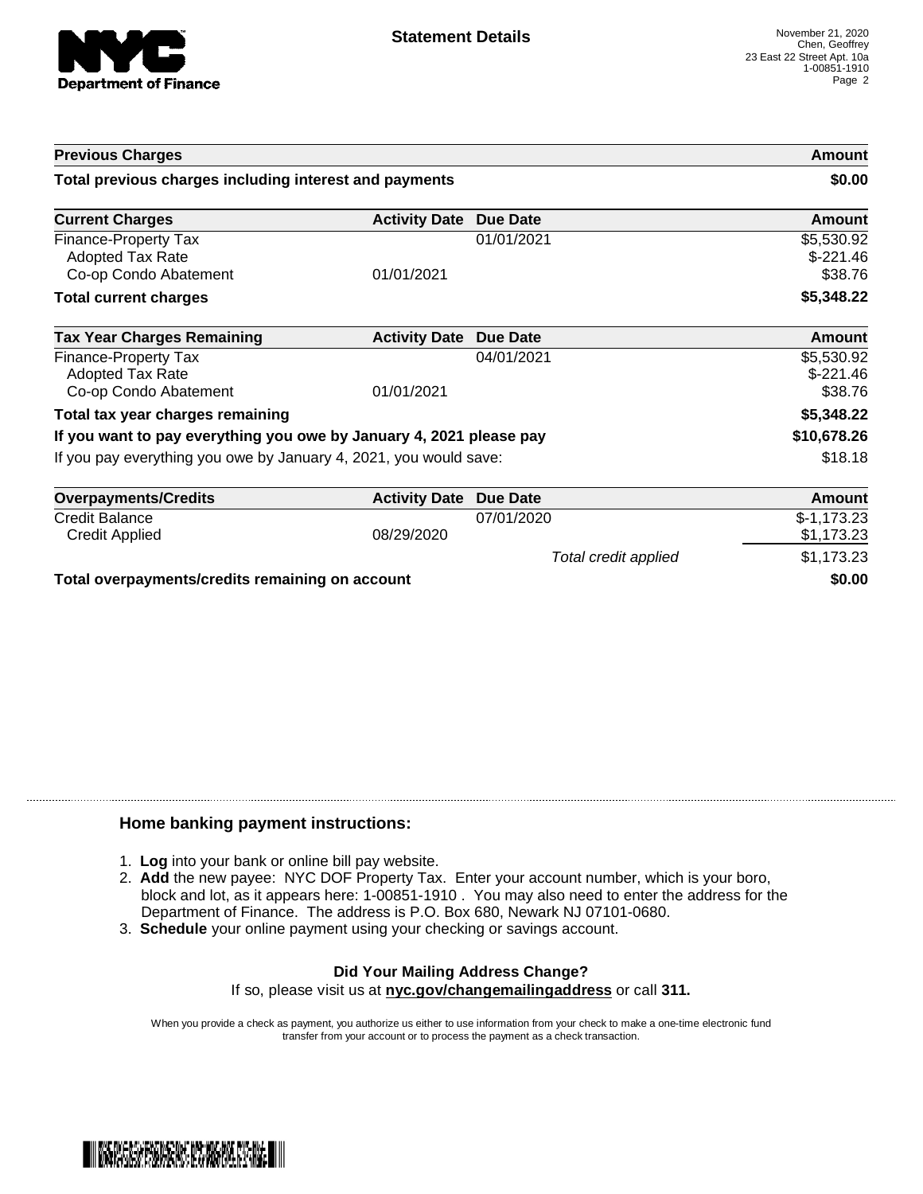# Statement Details

November 21, 2020
Chen, Geoffrey
23 East 22 Street Apt. 10a
1-00851-1910

| Previous Charges | | | Amount |
|---|---|---|---|
| **Total previous charges including interest and payments** | | | **$0.00** |

| Current Charges | Activity Date | Due Date | Amount |
|---|---|---|---|
| Finance-Property Tax | | 01/01/2021 | $5,530.92 |
| Adopted Tax Rate | | | $-221.46 |
| Co-op Condo Abatement | 01/01/2021 | | $38.76 |
| **Total current charges** | | | **$5,348.22** |

| Tax Year Charges Remaining | Activity Date | Due Date | Amount |
|---|---|---|---|
| Finance-Property Tax | | 04/01/2021 | $5,530.92 |
| Adopted Tax Rate | | | $-221.46 |
| Co-op Condo Abatement | 01/01/2021 | | $38.76 |
| **Total tax year charges remaining** | | | **$5,348.22** |
| **If you want to pay everything you owe by January 4, 2021 please pay** | | | **$10,678.26** |
| If you pay everything you owe by January 4, 2021, you would save: | | | $18.18 |

| Overpayments/Credits | Activity Date | Due Date | Amount |
|---|---|---|---|
| Credit Balance | | 07/01/2020 | $-1,173.23 |
| Credit Applied | 08/29/2020 | | $1,173.23 |
| | | *Total credit applied* | $1,173.23 |
| **Total overpayments/credits remaining on account** | | | **$0.00** |

### Home banking payment instructions:

1. **Log** into your bank or online bill pay website.
2. **Add** the new payee: NYC DOF Property Tax. Enter your account number, which is your boro, block and lot, as it appears here: 1-00851-1910 . You may also need to enter the address for the Department of Finance. The address is P.O. Box 680, Newark NJ 07101-0680.
3. **Schedule** your online payment using your checking or savings account.

**Did Your Mailing Address Change?**
If so, please visit us at **nyc.gov/changemailingaddress** or call **311.**

When you provide a check as payment, you authorize us either to use information from your check to make a one-time electronic fund transfer from your account or to process the payment as a check transaction.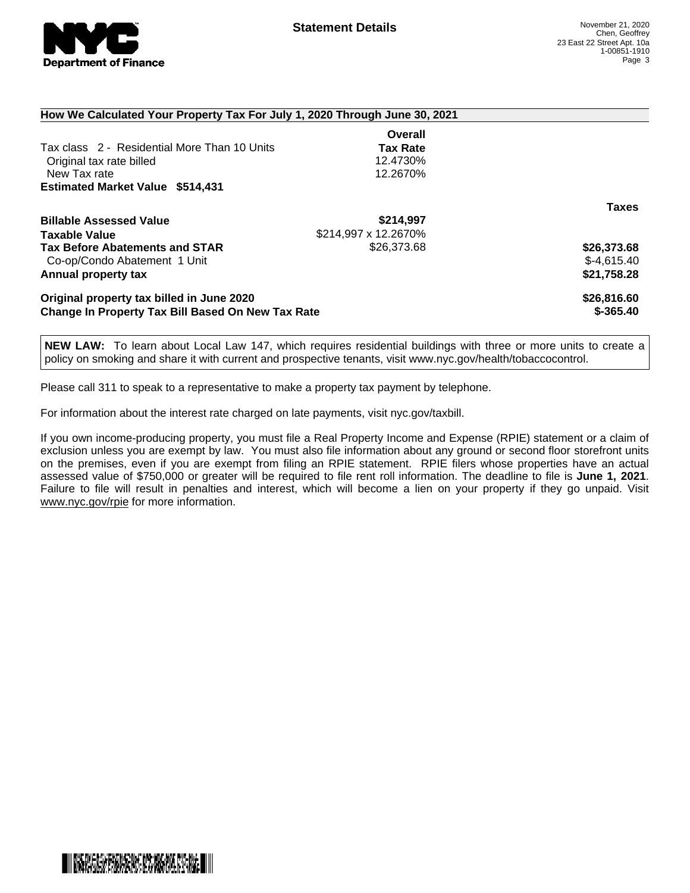## Statement Details

November 21, 2020
Chen, Geoffrey
23 East 22 Street Apt. 10a
1-00851-1910

### How We Calculated Your Property Tax For July 1, 2020 Through June 30, 2021

| | Overall Tax Rate | |
|---|---|---|
| Tax class 2 - Residential More Than 10 Units | | |
| Original tax rate billed | 12.4730% | |
| New Tax rate | 12.2670% | |
| **Estimated Market Value $514,431** | | |

| | | Taxes |
|---|---|---|
| **Billable Assessed Value** | **$214,997** | |
| **Taxable Value** | $214,997 x 12.2670% | |
| **Tax Before Abatements and STAR** | $26,373.68 | **$26,373.68** |
| Co-op/Condo Abatement 1 Unit | | $-4,615.40 |
| **Annual property tax** | | **$21,758.28** |
| **Original property tax billed in June 2020** | | **$26,816.60** |
| **Change In Property Tax Bill Based On New Tax Rate** | | **$-365.40** |

**NEW LAW:** To learn about Local Law 147, which requires residential buildings with three or more units to create a policy on smoking and share it with current and prospective tenants, visit www.nyc.gov/health/tobaccocontrol.

Please call 311 to speak to a representative to make a property tax payment by telephone.

For information about the interest rate charged on late payments, visit nyc.gov/taxbill.

If you own income-producing property, you must file a Real Property Income and Expense (RPIE) statement or a claim of exclusion unless you are exempt by law. You must also file information about any ground or second floor storefront units on the premises, even if you are exempt from filing an RPIE statement. RPIE filers whose properties have an actual assessed value of $750,000 or greater will be required to file rent roll information. The deadline to file is **June 1, 2021**. Failure to file will result in penalties and interest, which will become a lien on your property if they go unpaid. Visit www.nyc.gov/rpie for more information.